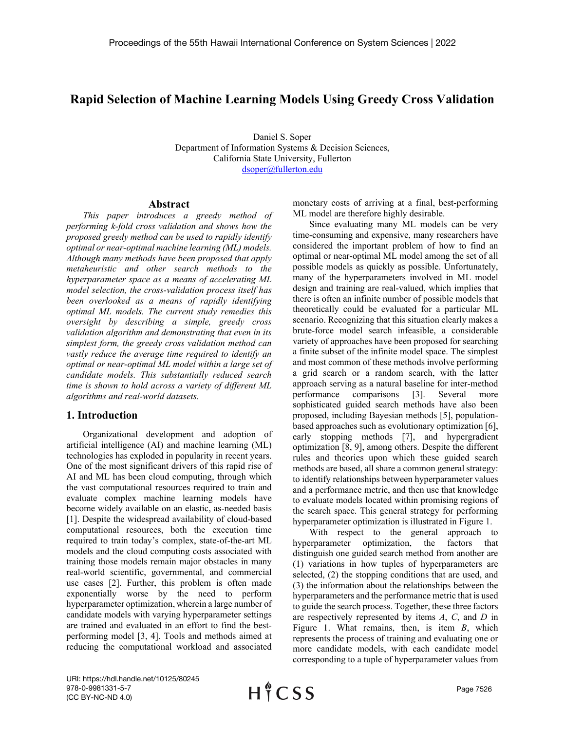# Rapid Selection of Machine Learning Models Using Greedy Cross Validation

Daniel S. Soper
Department of Information Systems & Decision Sciences,
California State University, Fullerton
dsoper@fullerton.edu

## Abstract

*This paper introduces a greedy method of performing k-fold cross validation and shows how the proposed greedy method can be used to rapidly identify optimal or near-optimal machine learning (ML) models. Although many methods have been proposed that apply metaheuristic and other search methods to the hyperparameter space as a means of accelerating ML model selection, the cross-validation process itself has been overlooked as a means of rapidly identifying optimal ML models. The current study remedies this oversight by describing a simple, greedy cross validation algorithm and demonstrating that even in its simplest form, the greedy cross validation method can vastly reduce the average time required to identify an optimal or near-optimal ML model within a large set of candidate models. This substantially reduced search time is shown to hold across a variety of different ML algorithms and real-world datasets.*

## 1. Introduction

Organizational development and adoption of artificial intelligence (AI) and machine learning (ML) technologies has exploded in popularity in recent years. One of the most significant drivers of this rapid rise of AI and ML has been cloud computing, through which the vast computational resources required to train and evaluate complex machine learning models have become widely available on an elastic, as-needed basis [1]. Despite the widespread availability of cloud-based computational resources, both the execution time required to train today's complex, state-of-the-art ML models and the cloud computing costs associated with training those models remain major obstacles in many real-world scientific, governmental, and commercial use cases [2]. Further, this problem is often made exponentially worse by the need to perform hyperparameter optimization, wherein a large number of candidate models with varying hyperparameter settings are trained and evaluated in an effort to find the best-performing model [3, 4]. Tools and methods aimed at reducing the computational workload and associated monetary costs of arriving at a final, best-performing ML model are therefore highly desirable.

Since evaluating many ML models can be very time-consuming and expensive, many researchers have considered the important problem of how to find an optimal or near-optimal ML model among the set of all possible models as quickly as possible. Unfortunately, many of the hyperparameters involved in ML model design and training are real-valued, which implies that there is often an infinite number of possible models that theoretically could be evaluated for a particular ML scenario. Recognizing that this situation clearly makes a brute-force model search infeasible, a considerable variety of approaches have been proposed for searching a finite subset of the infinite model space. The simplest and most common of these methods involve performing a grid search or a random search, with the latter approach serving as a natural baseline for inter-method performance comparisons [3]. Several more sophisticated guided search methods have also been proposed, including Bayesian methods [5], population-based approaches such as evolutionary optimization [6], early stopping methods [7], and hypergradient optimization [8, 9], among others. Despite the different rules and theories upon which these guided search methods are based, all share a common general strategy: to identify relationships between hyperparameter values and a performance metric, and then use that knowledge to evaluate models located within promising regions of the search space. This general strategy for performing hyperparameter optimization is illustrated in Figure 1.

With respect to the general approach to hyperparameter optimization, the factors that distinguish one guided search method from another are (1) variations in how tuples of hyperparameters are selected, (2) the stopping conditions that are used, and (3) the information about the relationships between the hyperparameters and the performance metric that is used to guide the search process. Together, these three factors are respectively represented by items *A*, *C*, and *D* in Figure 1. What remains, then, is item *B*, which represents the process of training and evaluating one or more candidate models, with each candidate model corresponding to a tuple of hyperparameter values from

URI: https://hdl.handle.net/10125/80245
978-0-9981331-5-7
(CC BY-NC-ND 4.0)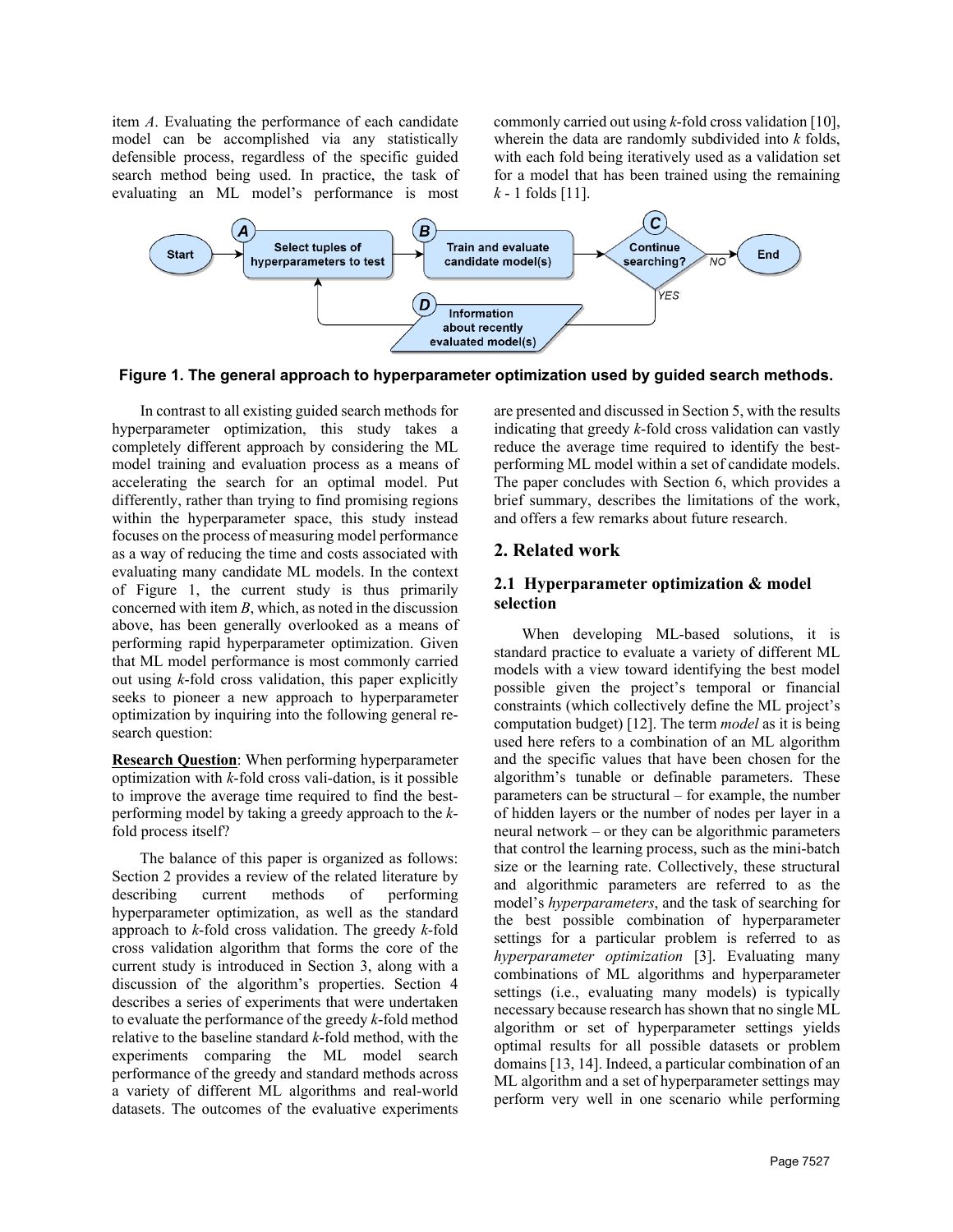item *A*. Evaluating the performance of each candidate model can be accomplished via any statistically defensible process, regardless of the specific guided search method being used. In practice, the task of evaluating an ML model's performance is most commonly carried out using *k*-fold cross validation [10], wherein the data are randomly subdivided into *k* folds, with each fold being iteratively used as a validation set for a model that has been trained using the remaining *k* - 1 folds [11].

**Figure 1. The general approach to hyperparameter optimization used by guided search methods.**

In contrast to all existing guided search methods for hyperparameter optimization, this study takes a completely different approach by considering the ML model training and evaluation process as a means of accelerating the search for an optimal model. Put differently, rather than trying to find promising regions within the hyperparameter space, this study instead focuses on the process of measuring model performance as a way of reducing the time and costs associated with evaluating many candidate ML models. In the context of Figure 1, the current study is thus primarily concerned with item *B*, which, as noted in the discussion above, has been generally overlooked as a means of performing rapid hyperparameter optimization. Given that ML model performance is most commonly carried out using *k*-fold cross validation, this paper explicitly seeks to pioneer a new approach to hyperparameter optimization by inquiring into the following general research question:

**Research Question**: When performing hyperparameter optimization with *k*-fold cross vali-dation, is it possible to improve the average time required to find the best-performing model by taking a greedy approach to the *k*-fold process itself?

The balance of this paper is organized as follows: Section 2 provides a review of the related literature by describing current methods of performing hyperparameter optimization, as well as the standard approach to *k*-fold cross validation. The greedy *k*-fold cross validation algorithm that forms the core of the current study is introduced in Section 3, along with a discussion of the algorithm's properties. Section 4 describes a series of experiments that were undertaken to evaluate the performance of the greedy *k*-fold method relative to the baseline standard *k*-fold method, with the experiments comparing the ML model search performance of the greedy and standard methods across a variety of different ML algorithms and real-world datasets. The outcomes of the evaluative experiments are presented and discussed in Section 5, with the results indicating that greedy *k*-fold cross validation can vastly reduce the average time required to identify the best-performing ML model within a set of candidate models. The paper concludes with Section 6, which provides a brief summary, describes the limitations of the work, and offers a few remarks about future research.

## 2. Related work

### 2.1 Hyperparameter optimization & model selection

When developing ML-based solutions, it is standard practice to evaluate a variety of different ML models with a view toward identifying the best model possible given the project's temporal or financial constraints (which collectively define the ML project's computation budget) [12]. The term *model* as it is being used here refers to a combination of an ML algorithm and the specific values that have been chosen for the algorithm's tunable or definable parameters. These parameters can be structural – for example, the number of hidden layers or the number of nodes per layer in a neural network – or they can be algorithmic parameters that control the learning process, such as the mini-batch size or the learning rate. Collectively, these structural and algorithmic parameters are referred to as the model's *hyperparameters*, and the task of searching for the best possible combination of hyperparameter settings for a particular problem is referred to as *hyperparameter optimization* [3]. Evaluating many combinations of ML algorithms and hyperparameter settings (i.e., evaluating many models) is typically necessary because research has shown that no single ML algorithm or set of hyperparameter settings yields optimal results for all possible datasets or problem domains [13, 14]. Indeed, a particular combination of an ML algorithm and a set of hyperparameter settings may perform very well in one scenario while performing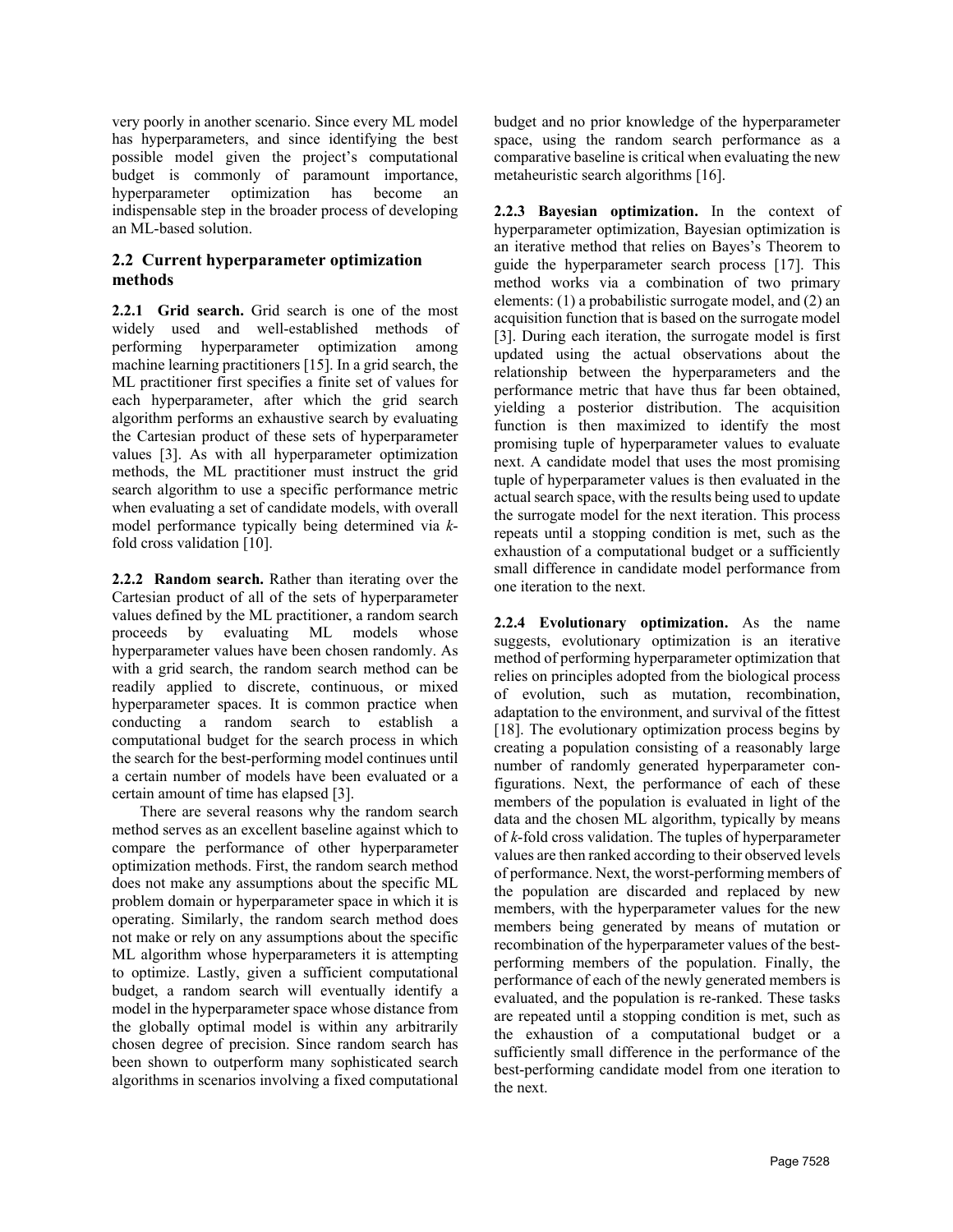very poorly in another scenario. Since every ML model has hyperparameters, and since identifying the best possible model given the project's computational budget is commonly of paramount importance, hyperparameter optimization has become an indispensable step in the broader process of developing an ML-based solution.

## 2.2 Current hyperparameter optimization methods

**2.2.1 Grid search.** Grid search is one of the most widely used and well-established methods of performing hyperparameter optimization among machine learning practitioners [15]. In a grid search, the ML practitioner first specifies a finite set of values for each hyperparameter, after which the grid search algorithm performs an exhaustive search by evaluating the Cartesian product of these sets of hyperparameter values [3]. As with all hyperparameter optimization methods, the ML practitioner must instruct the grid search algorithm to use a specific performance metric when evaluating a set of candidate models, with overall model performance typically being determined via *k*-fold cross validation [10].

**2.2.2 Random search.** Rather than iterating over the Cartesian product of all of the sets of hyperparameter values defined by the ML practitioner, a random search proceeds by evaluating ML models whose hyperparameter values have been chosen randomly. As with a grid search, the random search method can be readily applied to discrete, continuous, or mixed hyperparameter spaces. It is common practice when conducting a random search to establish a computational budget for the search process in which the search for the best-performing model continues until a certain number of models have been evaluated or a certain amount of time has elapsed [3].

There are several reasons why the random search method serves as an excellent baseline against which to compare the performance of other hyperparameter optimization methods. First, the random search method does not make any assumptions about the specific ML problem domain or hyperparameter space in which it is operating. Similarly, the random search method does not make or rely on any assumptions about the specific ML algorithm whose hyperparameters it is attempting to optimize. Lastly, given a sufficient computational budget, a random search will eventually identify a model in the hyperparameter space whose distance from the globally optimal model is within any arbitrarily chosen degree of precision. Since random search has been shown to outperform many sophisticated search algorithms in scenarios involving a fixed computational budget and no prior knowledge of the hyperparameter space, using the random search performance as a comparative baseline is critical when evaluating the new metaheuristic search algorithms [16].

**2.2.3 Bayesian optimization.** In the context of hyperparameter optimization, Bayesian optimization is an iterative method that relies on Bayes's Theorem to guide the hyperparameter search process [17]. This method works via a combination of two primary elements: (1) a probabilistic surrogate model, and (2) an acquisition function that is based on the surrogate model [3]. During each iteration, the surrogate model is first updated using the actual observations about the relationship between the hyperparameters and the performance metric that have thus far been obtained, yielding a posterior distribution. The acquisition function is then maximized to identify the most promising tuple of hyperparameter values to evaluate next. A candidate model that uses the most promising tuple of hyperparameter values is then evaluated in the actual search space, with the results being used to update the surrogate model for the next iteration. This process repeats until a stopping condition is met, such as the exhaustion of a computational budget or a sufficiently small difference in candidate model performance from one iteration to the next.

**2.2.4 Evolutionary optimization.** As the name suggests, evolutionary optimization is an iterative method of performing hyperparameter optimization that relies on principles adopted from the biological process of evolution, such as mutation, recombination, adaptation to the environment, and survival of the fittest [18]. The evolutionary optimization process begins by creating a population consisting of a reasonably large number of randomly generated hyperparameter configurations. Next, the performance of each of these members of the population is evaluated in light of the data and the chosen ML algorithm, typically by means of *k*-fold cross validation. The tuples of hyperparameter values are then ranked according to their observed levels of performance. Next, the worst-performing members of the population are discarded and replaced by new members, with the hyperparameter values for the new members being generated by means of mutation or recombination of the hyperparameter values of the best-performing members of the population. Finally, the performance of each of the newly generated members is evaluated, and the population is re-ranked. These tasks are repeated until a stopping condition is met, such as the exhaustion of a computational budget or a sufficiently small difference in the performance of the best-performing candidate model from one iteration to the next.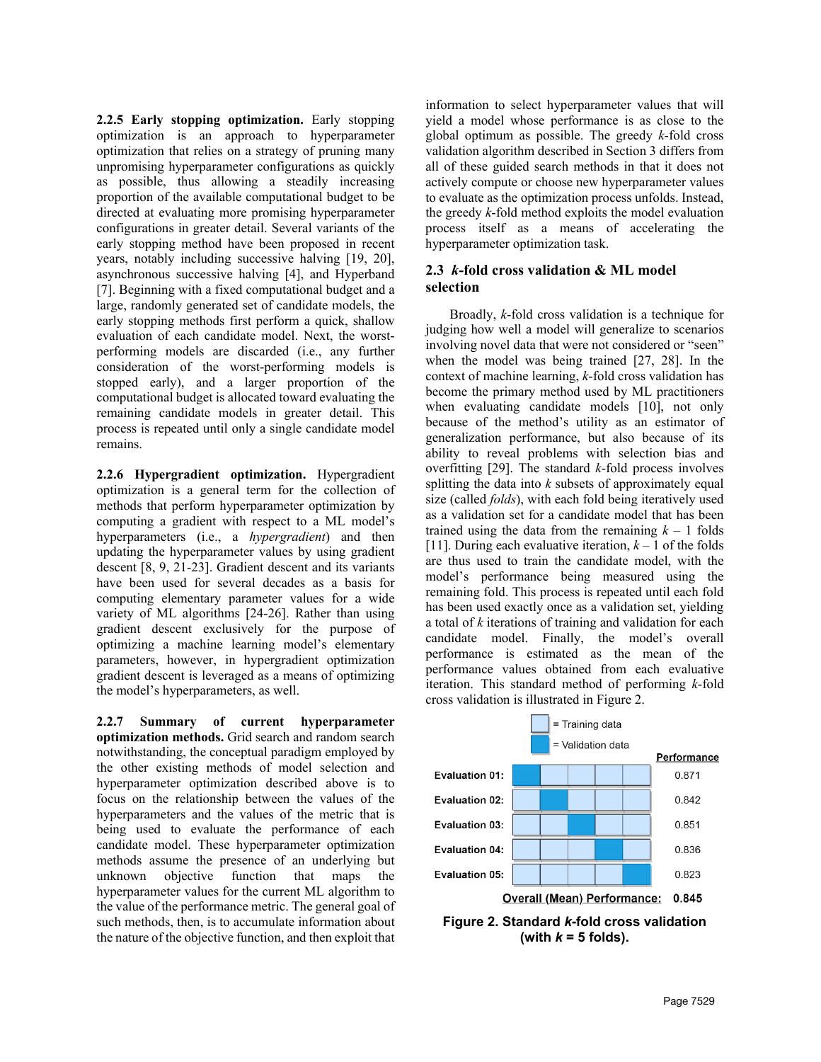**2.2.5 Early stopping optimization.** Early stopping optimization is an approach to hyperparameter optimization that relies on a strategy of pruning many unpromising hyperparameter configurations as quickly as possible, thus allowing a steadily increasing proportion of the available computational budget to be directed at evaluating more promising hyperparameter configurations in greater detail. Several variants of the early stopping method have been proposed in recent years, notably including successive halving [19, 20], asynchronous successive halving [4], and Hyperband [7]. Beginning with a fixed computational budget and a large, randomly generated set of candidate models, the early stopping methods first perform a quick, shallow evaluation of each candidate model. Next, the worst-performing models are discarded (i.e., any further consideration of the worst-performing models is stopped early), and a larger proportion of the computational budget is allocated toward evaluating the remaining candidate models in greater detail. This process is repeated until only a single candidate model remains.

**2.2.6 Hypergradient optimization.** Hypergradient optimization is a general term for the collection of methods that perform hyperparameter optimization by computing a gradient with respect to a ML model's hyperparameters (i.e., a *hypergradient*) and then updating the hyperparameter values by using gradient descent [8, 9, 21-23]. Gradient descent and its variants have been used for several decades as a basis for computing elementary parameter values for a wide variety of ML algorithms [24-26]. Rather than using gradient descent exclusively for the purpose of optimizing a machine learning model's elementary parameters, however, in hypergradient optimization gradient descent is leveraged as a means of optimizing the model's hyperparameters, as well.

**2.2.7 Summary of current hyperparameter optimization methods.** Grid search and random search notwithstanding, the conceptual paradigm employed by the other existing methods of model selection and hyperparameter optimization described above is to focus on the relationship between the values of the hyperparameters and the values of the metric that is being used to evaluate the performance of each candidate model. These hyperparameter optimization methods assume the presence of an underlying but unknown objective function that maps the hyperparameter values for the current ML algorithm to the value of the performance metric. The general goal of such methods, then, is to accumulate information about the nature of the objective function, and then exploit that information to select hyperparameter values that will yield a model whose performance is as close to the global optimum as possible. The greedy *k*-fold cross validation algorithm described in Section 3 differs from all of these guided search methods in that it does not actively compute or choose new hyperparameter values to evaluate as the optimization process unfolds. Instead, the greedy *k*-fold method exploits the model evaluation process itself as a means of accelerating the hyperparameter optimization task.

### 2.3 *k*-fold cross validation & ML model selection

Broadly, *k*-fold cross validation is a technique for judging how well a model will generalize to scenarios involving novel data that were not considered or "seen" when the model was being trained [27, 28]. In the context of machine learning, *k*-fold cross validation has become the primary method used by ML practitioners when evaluating candidate models [10], not only because of the method's utility as an estimator of generalization performance, but also because of its ability to reveal problems with selection bias and overfitting [29]. The standard *k*-fold process involves splitting the data into *k* subsets of approximately equal size (called *folds*), with each fold being iteratively used as a validation set for a candidate model that has been trained using the data from the remaining $k - 1$ folds [11]. During each evaluative iteration, $k - 1$ of the folds are thus used to train the candidate model, with the model's performance being measured using the remaining fold. This process is repeated until each fold has been used exactly once as a validation set, yielding a total of *k* iterations of training and validation for each candidate model. Finally, the model's overall performance is estimated as the mean of the performance values obtained from each evaluative iteration. This standard method of performing *k*-fold cross validation is illustrated in Figure 2.

| | Validation fold | Performance |
|---|---|---|
| Evaluation 01: | Fold 1 | 0.871 |
| Evaluation 02: | Fold 2 | 0.842 |
| Evaluation 03: | Fold 3 | 0.851 |
| Evaluation 04: | Fold 4 | 0.836 |
| Evaluation 05: | Fold 5 | 0.823 |
| **Overall (Mean) Performance:** | | **0.845** |

(Legend: light blue = Training data; dark blue = Validation data)

**Figure 2. Standard *k*-fold cross validation (with *k* = 5 folds).**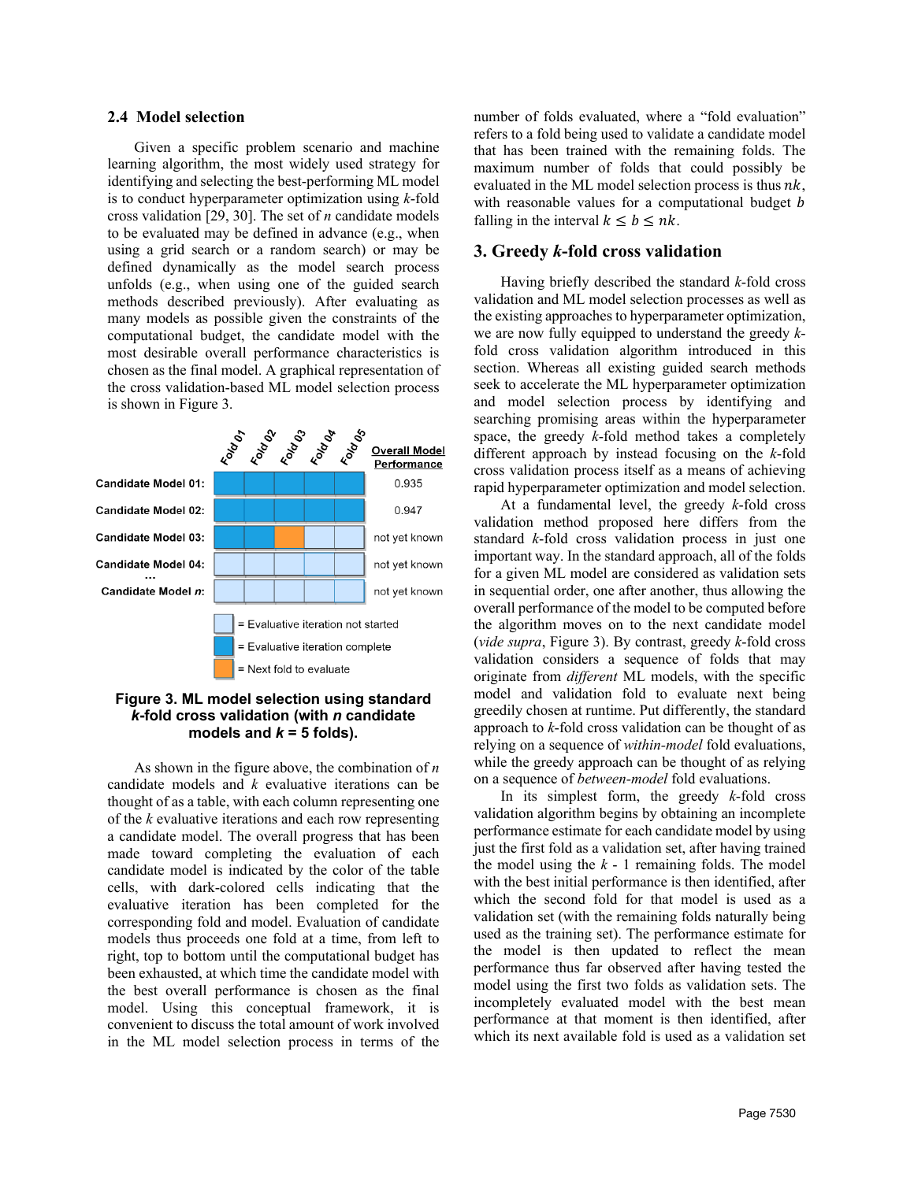### 2.4 Model selection

Given a specific problem scenario and machine learning algorithm, the most widely used strategy for identifying and selecting the best-performing ML model is to conduct hyperparameter optimization using $k$-fold cross validation [29, 30]. The set of $n$ candidate models to be evaluated may be defined in advance (e.g., when using a grid search or a random search) or may be defined dynamically as the model search process unfolds (e.g., when using one of the guided search methods described previously). After evaluating as many models as possible given the constraints of the computational budget, the candidate model with the most desirable overall performance characteristics is chosen as the final model. A graphical representation of the cross validation-based ML model selection process is shown in Figure 3.

| | Fold 01 | Fold 02 | Fold 03 | Fold 04 | Fold 05 | Overall Model Performance |
|---|---|---|---|---|---|---|
| Candidate Model 01: | | | | | | 0.935 |
| Candidate Model 02: | | | | | | 0.947 |
| Candidate Model 03: | | | | | | not yet known |
| Candidate Model 04: | | | | | | not yet known |
| ... | | | | | | |
| Candidate Model *n*: | | | | | | not yet known |

= Evaluative iteration not started

= Evaluative iteration complete

= Next fold to evaluate

**Figure 3. ML model selection using standard *k*-fold cross validation (with *n* candidate models and *k* = 5 folds).**

As shown in the figure above, the combination of $n$ candidate models and $k$ evaluative iterations can be thought of as a table, with each column representing one of the $k$ evaluative iterations and each row representing a candidate model. The overall progress that has been made toward completing the evaluation of each candidate model is indicated by the color of the table cells, with dark-colored cells indicating that the evaluative iteration has been completed for the corresponding fold and model. Evaluation of candidate models thus proceeds one fold at a time, from left to right, top to bottom until the computational budget has been exhausted, at which time the candidate model with the best overall performance is chosen as the final model. Using this conceptual framework, it is convenient to discuss the total amount of work involved in the ML model selection process in terms of the number of folds evaluated, where a "fold evaluation" refers to a fold being used to validate a candidate model that has been trained with the remaining folds. The maximum number of folds that could possibly be evaluated in the ML model selection process is thus $nk$, with reasonable values for a computational budget $b$ falling in the interval $k \leq b \leq nk$.

## 3. Greedy *k*-fold cross validation

Having briefly described the standard $k$-fold cross validation and ML model selection processes as well as the existing approaches to hyperparameter optimization, we are now fully equipped to understand the greedy $k$-fold cross validation algorithm introduced in this section. Whereas all existing guided search methods seek to accelerate the ML hyperparameter optimization and model selection process by identifying and searching promising areas within the hyperparameter space, the greedy $k$-fold method takes a completely different approach by instead focusing on the $k$-fold cross validation process itself as a means of achieving rapid hyperparameter optimization and model selection.

At a fundamental level, the greedy $k$-fold cross validation method proposed here differs from the standard $k$-fold cross validation process in just one important way. In the standard approach, all of the folds for a given ML model are considered as validation sets in sequential order, one after another, thus allowing the overall performance of the model to be computed before the algorithm moves on to the next candidate model (*vide supra*, Figure 3). By contrast, greedy $k$-fold cross validation considers a sequence of folds that may originate from *different* ML models, with the specific model and validation fold to evaluate next being greedily chosen at runtime. Put differently, the standard approach to $k$-fold cross validation can be thought of as relying on a sequence of *within-model* fold evaluations, while the greedy approach can be thought of as relying on a sequence of *between-model* fold evaluations.

In its simplest form, the greedy $k$-fold cross validation algorithm begins by obtaining an incomplete performance estimate for each candidate model by using just the first fold as a validation set, after having trained the model using the $k$ - 1 remaining folds. The model with the best initial performance is then identified, after which the second fold for that model is used as a validation set (with the remaining folds naturally being used as the training set). The performance estimate for the model is then updated to reflect the mean performance thus far observed after having tested the model using the first two folds as validation sets. The incompletely evaluated model with the best mean performance at that moment is then identified, after which its next available fold is used as a validation set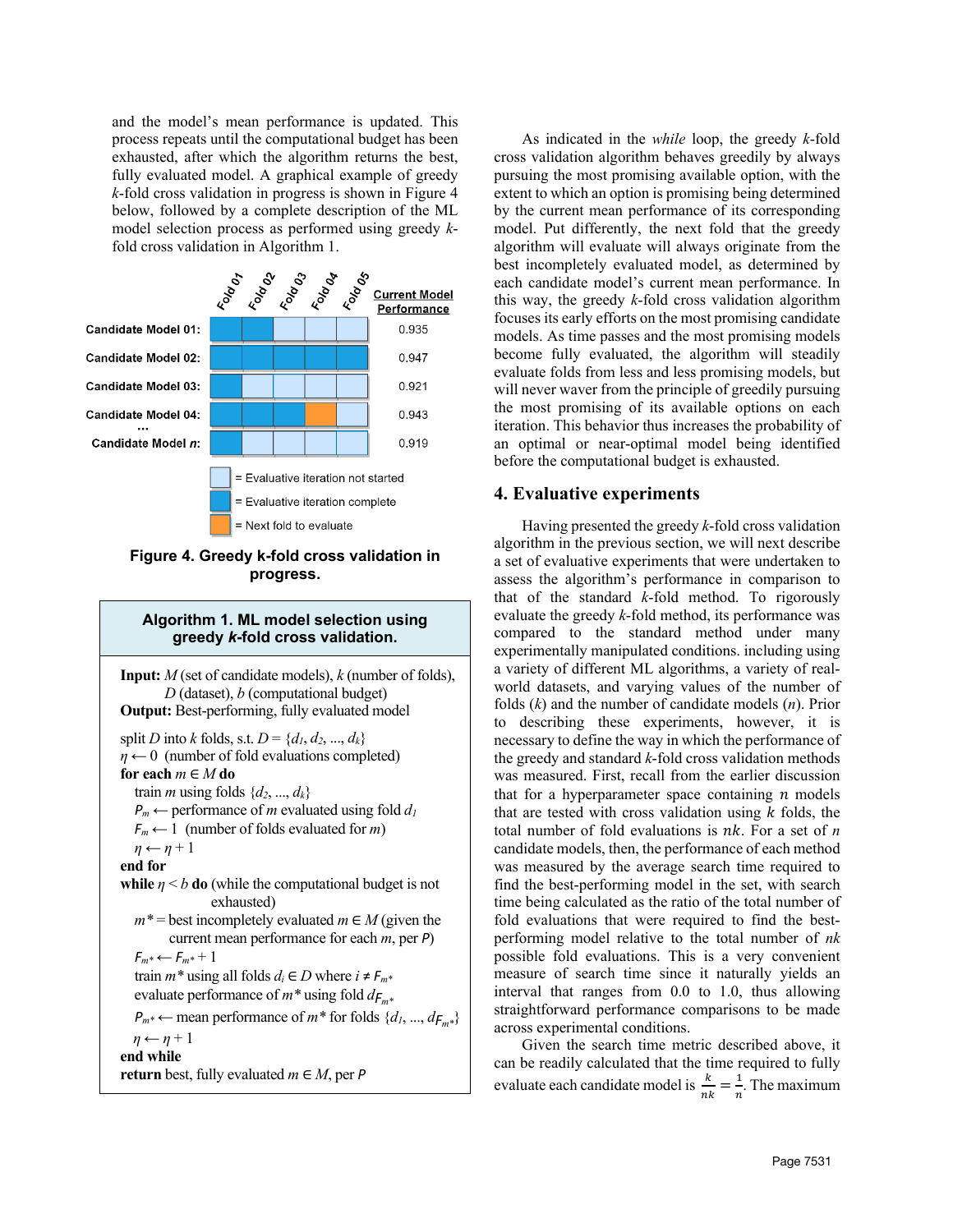and the model's mean performance is updated. This process repeats until the computational budget has been exhausted, after which the algorithm returns the best, fully evaluated model. A graphical example of greedy *k*-fold cross validation in progress is shown in Figure 4 below, followed by a complete description of the ML model selection process as performed using greedy *k*-fold cross validation in Algorithm 1.

| | Fold 01 | Fold 02 | Fold 03 | Fold 04 | Fold 05 | Current Model Performance |
|---|---|---|---|---|---|---|
| Candidate Model 01: | complete | complete | not started | not started | not started | 0.935 |
| Candidate Model 02: | complete | complete | complete | complete | complete | 0.947 |
| Candidate Model 03: | complete | not started | not started | not started | not started | 0.921 |
| Candidate Model 04: | complete | complete | complete | next | not started | 0.943 |
| ... | | | | | | |
| Candidate Model *n*: | complete | not started | not started | not started | not started | 0.919 |

= Evaluative iteration not started

= Evaluative iteration complete

= Next fold to evaluate

**Figure 4. Greedy k-fold cross validation in progress.**

**Algorithm 1. ML model selection using greedy *k*-fold cross validation.**

**Input:** $M$ (set of candidate models), $k$ (number of folds), $D$ (dataset), $b$ (computational budget)
**Output:** Best-performing, fully evaluated model

split $D$ into $k$ folds, s.t. $D = \{d_1, d_2, ..., d_k\}$
$\eta \leftarrow 0$ (number of fold evaluations completed)
**for each** $m \in M$ **do**
  train $m$ using folds $\{d_2, ..., d_k\}$
  $P_m \leftarrow$ performance of $m$ evaluated using fold $d_1$
  $F_m \leftarrow 1$ (number of folds evaluated for $m$)
  $\eta \leftarrow \eta + 1$
**end for**
**while** $\eta < b$ **do** (while the computational budget is not exhausted)
  $m^*$ = best incompletely evaluated $m \in M$ (given the current mean performance for each $m$, per $P$)
  $F_{m^*} \leftarrow F_{m^*} + 1$
  train $m^*$ using all folds $d_i \in D$ where $i \neq F_{m^*}$
  evaluate performance of $m^*$ using fold $d_{F_{m^*}}$
  $P_{m^*} \leftarrow$ mean performance of $m^*$ for folds $\{d_1, ..., d_{F_{m^*}}\}$
  $\eta \leftarrow \eta + 1$
**end while**
**return** best, fully evaluated $m \in M$, per $P$

As indicated in the *while* loop, the greedy *k*-fold cross validation algorithm behaves greedily by always pursuing the most promising available option, with the extent to which an option is promising being determined by the current mean performance of its corresponding model. Put differently, the next fold that the greedy algorithm will evaluate will always originate from the best incompletely evaluated model, as determined by each candidate model's current mean performance. In this way, the greedy *k*-fold cross validation algorithm focuses its early efforts on the most promising candidate models. As time passes and the most promising models become fully evaluated, the algorithm will steadily evaluate folds from less and less promising models, but will never waver from the principle of greedily pursuing the most promising of its available options on each iteration. This behavior thus increases the probability of an optimal or near-optimal model being identified before the computational budget is exhausted.

## 4. Evaluative experiments

Having presented the greedy *k*-fold cross validation algorithm in the previous section, we will next describe a set of evaluative experiments that were undertaken to assess the algorithm's performance in comparison to that of the standard *k*-fold method. To rigorously evaluate the greedy *k*-fold method, its performance was compared to the standard method under many experimentally manipulated conditions. including using a variety of different ML algorithms, a variety of real-world datasets, and varying values of the number of folds ($k$) and the number of candidate models ($n$). Prior to describing these experiments, however, it is necessary to define the way in which the performance of the greedy and standard *k*-fold cross validation methods was measured. First, recall from the earlier discussion that for a hyperparameter space containing $n$ models that are tested with cross validation using $k$ folds, the total number of fold evaluations is $nk$. For a set of $n$ candidate models, then, the performance of each method was measured by the average search time required to find the best-performing model in the set, with search time being calculated as the ratio of the total number of fold evaluations that were required to find the best-performing model relative to the total number of $nk$ possible fold evaluations. This is a very convenient measure of search time since it naturally yields an interval that ranges from 0.0 to 1.0, thus allowing straightforward performance comparisons to be made across experimental conditions.

Given the search time metric described above, it can be readily calculated that the time required to fully evaluate each candidate model is $\frac{k}{nk} = \frac{1}{n}$. The maximum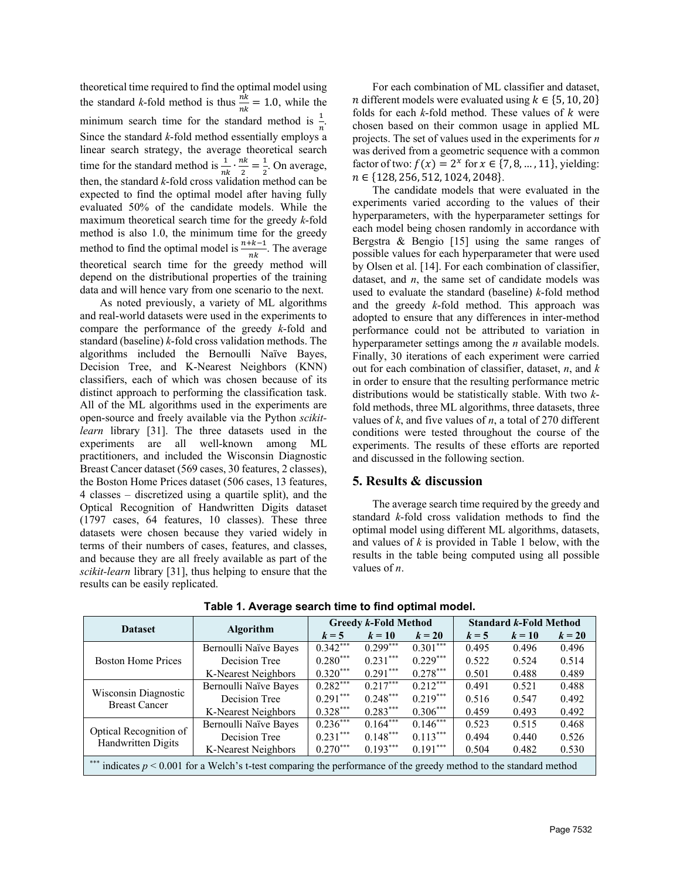theoretical time required to find the optimal model using the standard *k*-fold method is thus $\frac{nk}{nk} = 1.0$, while the minimum search time for the standard method is $\frac{1}{n}$. Since the standard *k*-fold method essentially employs a linear search strategy, the average theoretical search time for the standard method is $\frac{1}{nk} \cdot \frac{nk}{2} = \frac{1}{2}$. On average, then, the standard *k*-fold cross validation method can be expected to find the optimal model after having fully evaluated 50% of the candidate models. While the maximum theoretical search time for the greedy *k*-fold method is also 1.0, the minimum time for the greedy method to find the optimal model is $\frac{n+k-1}{nk}$. The average theoretical search time for the greedy method will depend on the distributional properties of the training data and will hence vary from one scenario to the next.

As noted previously, a variety of ML algorithms and real-world datasets were used in the experiments to compare the performance of the greedy *k*-fold and standard (baseline) *k*-fold cross validation methods. The algorithms included the Bernoulli Naïve Bayes, Decision Tree, and K-Nearest Neighbors (KNN) classifiers, each of which was chosen because of its distinct approach to performing the classification task. All of the ML algorithms used in the experiments are open-source and freely available via the Python *scikit-learn* library [31]. The three datasets used in the experiments are all well-known among ML practitioners, and included the Wisconsin Diagnostic Breast Cancer dataset (569 cases, 30 features, 2 classes), the Boston Home Prices dataset (506 cases, 13 features, 4 classes – discretized using a quartile split), and the Optical Recognition of Handwritten Digits dataset (1797 cases, 64 features, 10 classes). These three datasets were chosen because they varied widely in terms of their numbers of cases, features, and classes, and because they are all freely available as part of the *scikit-learn* library [31], thus helping to ensure that the results can be easily replicated.

For each combination of ML classifier and dataset, *n* different models were evaluated using $k \in \{5, 10, 20\}$ folds for each *k*-fold method. These values of $k$ were chosen based on their common usage in applied ML projects. The set of values used in the experiments for *n* was derived from a geometric sequence with a common factor of two: $f(x) = 2^x$ for $x \in \{7, 8, \ldots, 11\}$, yielding: $n \in \{128, 256, 512, 1024, 2048\}$.

The candidate models that were evaluated in the experiments varied according to the values of their hyperparameters, with the hyperparameter settings for each model being chosen randomly in accordance with Bergstra & Bengio [15] using the same ranges of possible values for each hyperparameter that were used by Olsen et al. [14]. For each combination of classifier, dataset, and *n*, the same set of candidate models was used to evaluate the standard (baseline) *k*-fold method and the greedy *k*-fold method. This approach was adopted to ensure that any differences in inter-method performance could not be attributed to variation in hyperparameter settings among the *n* available models. Finally, 30 iterations of each experiment were carried out for each combination of classifier, dataset, *n*, and *k* in order to ensure that the resulting performance metric distributions would be statistically stable. With two *k*-fold methods, three ML algorithms, three datasets, three values of *k*, and five values of *n*, a total of 270 different conditions were tested throughout the course of the experiments. The results of these efforts are reported and discussed in the following section.

## 5. Results & discussion

The average search time required by the greedy and standard *k*-fold cross validation methods to find the optimal model using different ML algorithms, datasets, and values of *k* is provided in Table 1 below, with the results in the table being computed using all possible values of *n*.

**Table 1. Average search time to find optimal model.**

| Dataset | Algorithm | Greedy *k*-Fold Method | | | Standard *k*-Fold Method | | |
|---|---|---|---|---|---|---|---|
| | | *k* = 5 | *k* = 10 | *k* = 20 | *k* = 5 | *k* = 10 | *k* = 20 |
| Boston Home Prices | Bernoulli Naïve Bayes | 0.342*** | 0.299*** | 0.301*** | 0.495 | 0.496 | 0.496 |
| | Decision Tree | 0.280*** | 0.231*** | 0.229*** | 0.522 | 0.524 | 0.514 |
| | K-Nearest Neighbors | 0.320*** | 0.291*** | 0.278*** | 0.501 | 0.488 | 0.489 |
| Wisconsin Diagnostic Breast Cancer | Bernoulli Naïve Bayes | 0.282*** | 0.217*** | 0.212*** | 0.491 | 0.521 | 0.488 |
| | Decision Tree | 0.291*** | 0.248*** | 0.219*** | 0.516 | 0.547 | 0.492 |
| | K-Nearest Neighbors | 0.328*** | 0.283*** | 0.306*** | 0.459 | 0.493 | 0.492 |
| Optical Recognition of Handwritten Digits | Bernoulli Naïve Bayes | 0.236*** | 0.164*** | 0.146*** | 0.523 | 0.515 | 0.468 |
| | Decision Tree | 0.231*** | 0.148*** | 0.113*** | 0.494 | 0.440 | 0.526 |
| | K-Nearest Neighbors | 0.270*** | 0.193*** | 0.191*** | 0.504 | 0.482 | 0.530 |

*** indicates $p < 0.001$ for a Welch's t-test comparing the performance of the greedy method to the standard method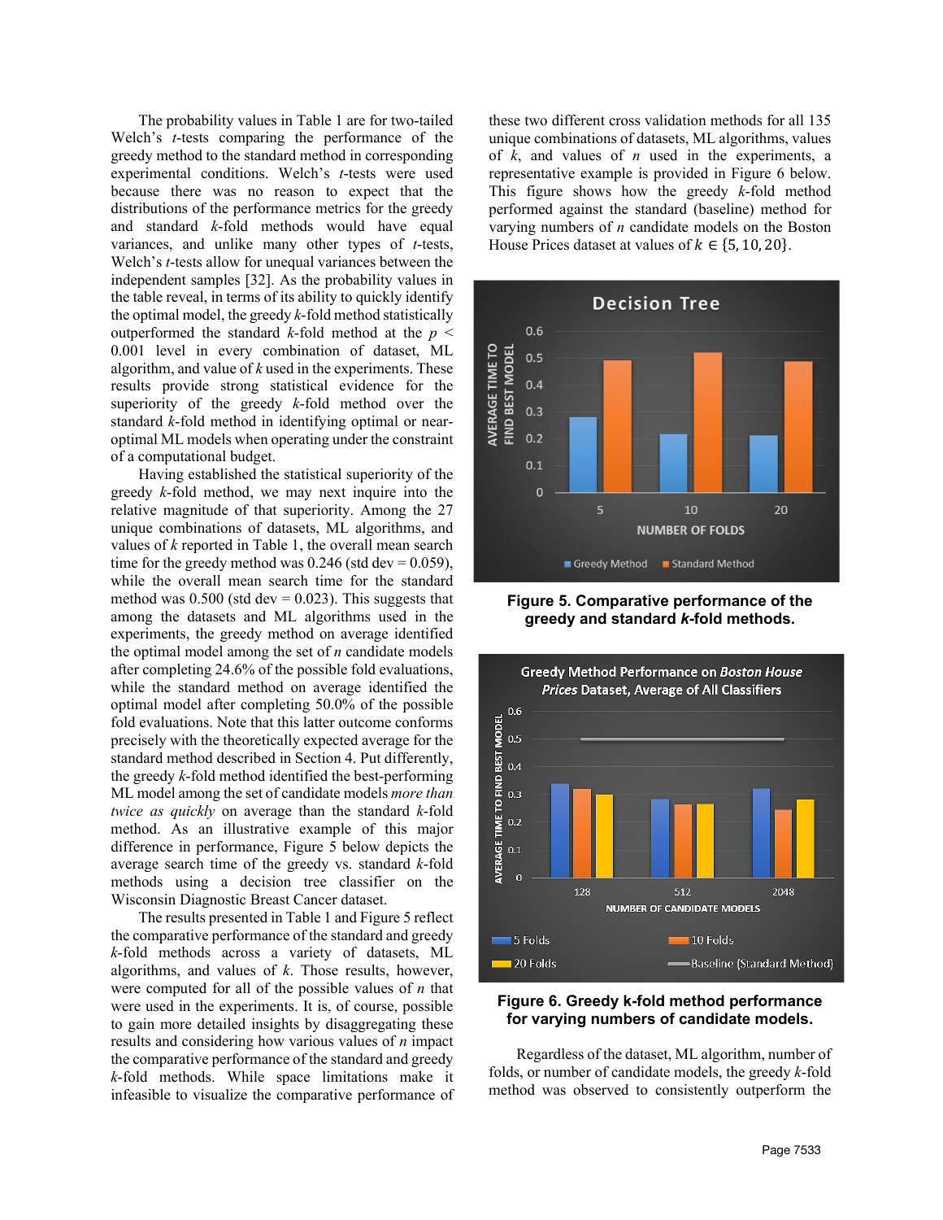The probability values in Table 1 are for two-tailed Welch's *t*-tests comparing the performance of the greedy method to the standard method in corresponding experimental conditions. Welch's *t*-tests were used because there was no reason to expect that the distributions of the performance metrics for the greedy and standard *k*-fold methods would have equal variances, and unlike many other types of *t*-tests, Welch's *t*-tests allow for unequal variances between the independent samples [32]. As the probability values in the table reveal, in terms of its ability to quickly identify the optimal model, the greedy *k*-fold method statistically outperformed the standard *k*-fold method at the $p < 0.001$ level in every combination of dataset, ML algorithm, and value of *k* used in the experiments. These results provide strong statistical evidence for the superiority of the greedy *k*-fold method over the standard *k*-fold method in identifying optimal or near-optimal ML models when operating under the constraint of a computational budget.

Having established the statistical superiority of the greedy *k*-fold method, we may next inquire into the relative magnitude of that superiority. Among the 27 unique combinations of datasets, ML algorithms, and values of *k* reported in Table 1, the overall mean search time for the greedy method was 0.246 (std dev = 0.059), while the overall mean search time for the standard method was 0.500 (std dev = 0.023). This suggests that among the datasets and ML algorithms used in the experiments, the greedy method on average identified the optimal model among the set of *n* candidate models after completing 24.6% of the possible fold evaluations, while the standard method on average identified the optimal model after completing 50.0% of the possible fold evaluations. Note that this latter outcome conforms precisely with the theoretically expected average for the standard method described in Section 4. Put differently, the greedy *k*-fold method identified the best-performing ML model among the set of candidate models *more than twice as quickly* on average than the standard *k*-fold method. As an illustrative example of this major difference in performance, Figure 5 below depicts the average search time of the greedy vs. standard *k*-fold methods using a decision tree classifier on the Wisconsin Diagnostic Breast Cancer dataset.

The results presented in Table 1 and Figure 5 reflect the comparative performance of the standard and greedy *k*-fold methods across a variety of datasets, ML algorithms, and values of *k*. Those results, however, were computed for all of the possible values of *n* that were used in the experiments. It is, of course, possible to gain more detailed insights by disaggregating these results and considering how various values of *n* impact the comparative performance of the standard and greedy *k*-fold methods. While space limitations make it infeasible to visualize the comparative performance of these two different cross validation methods for all 135 unique combinations of datasets, ML algorithms, values of *k*, and values of *n* used in the experiments, a representative example is provided in Figure 6 below. This figure shows how the greedy *k*-fold method performed against the standard (baseline) method for varying numbers of *n* candidate models on the Boston House Prices dataset at values of $k \in \{5, 10, 20\}$.

**Figure 5. Comparative performance of the greedy and standard *k*-fold methods.**

**Figure 6. Greedy k-fold method performance for varying numbers of candidate models.**

Regardless of the dataset, ML algorithm, number of folds, or number of candidate models, the greedy *k*-fold method was observed to consistently outperform the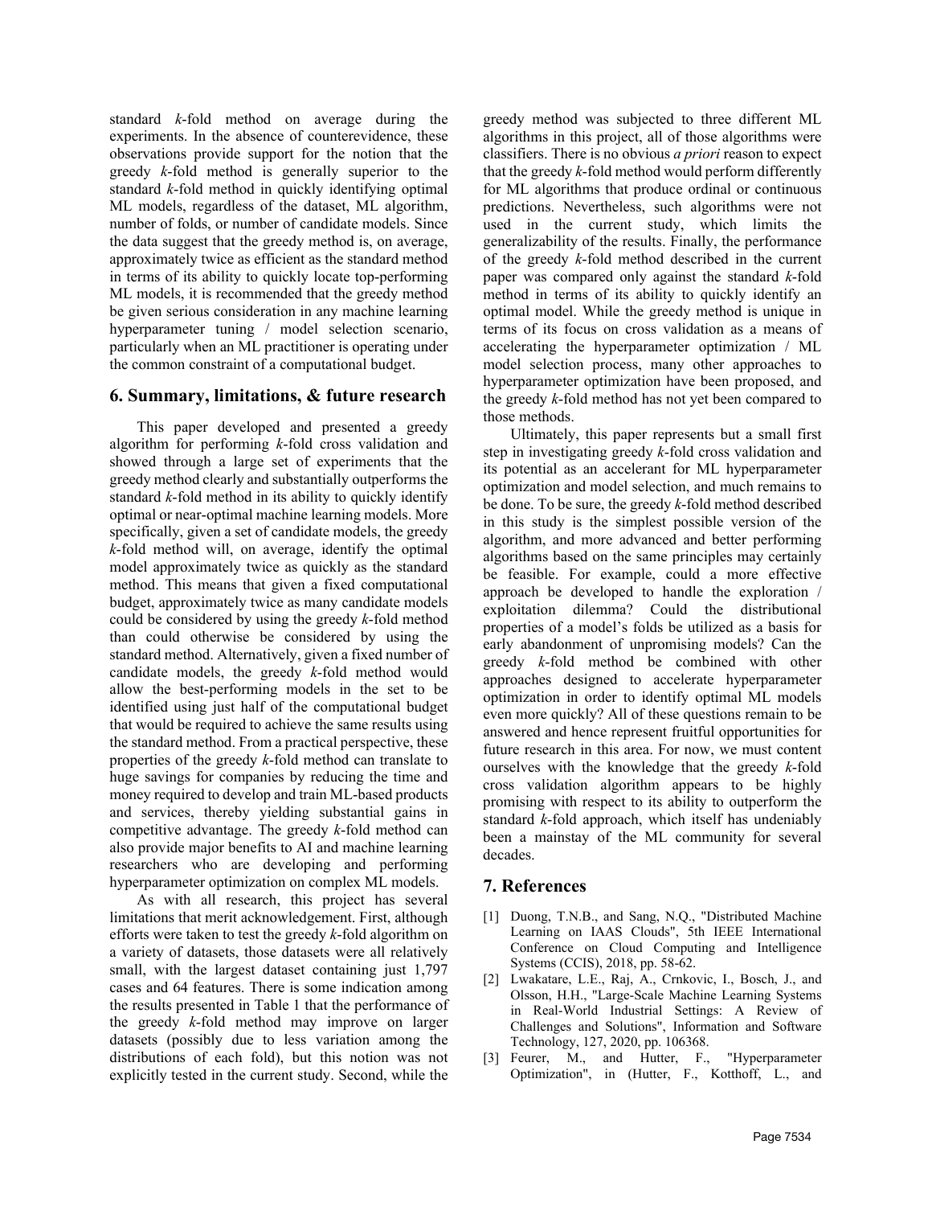standard *k*-fold method on average during the experiments. In the absence of counterevidence, these observations provide support for the notion that the greedy *k*-fold method is generally superior to the standard *k*-fold method in quickly identifying optimal ML models, regardless of the dataset, ML algorithm, number of folds, or number of candidate models. Since the data suggest that the greedy method is, on average, approximately twice as efficient as the standard method in terms of its ability to quickly locate top-performing ML models, it is recommended that the greedy method be given serious consideration in any machine learning hyperparameter tuning / model selection scenario, particularly when an ML practitioner is operating under the common constraint of a computational budget.

## 6. Summary, limitations, & future research

This paper developed and presented a greedy algorithm for performing *k*-fold cross validation and showed through a large set of experiments that the greedy method clearly and substantially outperforms the standard *k*-fold method in its ability to quickly identify optimal or near-optimal machine learning models. More specifically, given a set of candidate models, the greedy *k*-fold method will, on average, identify the optimal model approximately twice as quickly as the standard method. This means that given a fixed computational budget, approximately twice as many candidate models could be considered by using the greedy *k*-fold method than could otherwise be considered by using the standard method. Alternatively, given a fixed number of candidate models, the greedy *k*-fold method would allow the best-performing models in the set to be identified using just half of the computational budget that would be required to achieve the same results using the standard method. From a practical perspective, these properties of the greedy *k*-fold method can translate to huge savings for companies by reducing the time and money required to develop and train ML-based products and services, thereby yielding substantial gains in competitive advantage. The greedy *k*-fold method can also provide major benefits to AI and machine learning researchers who are developing and performing hyperparameter optimization on complex ML models.

As with all research, this project has several limitations that merit acknowledgement. First, although efforts were taken to test the greedy *k*-fold algorithm on a variety of datasets, those datasets were all relatively small, with the largest dataset containing just 1,797 cases and 64 features. There is some indication among the results presented in Table 1 that the performance of the greedy *k*-fold method may improve on larger datasets (possibly due to less variation among the distributions of each fold), but this notion was not explicitly tested in the current study. Second, while the greedy method was subjected to three different ML algorithms in this project, all of those algorithms were classifiers. There is no obvious *a priori* reason to expect that the greedy *k*-fold method would perform differently for ML algorithms that produce ordinal or continuous predictions. Nevertheless, such algorithms were not used in the current study, which limits the generalizability of the results. Finally, the performance of the greedy *k*-fold method described in the current paper was compared only against the standard *k*-fold method in terms of its ability to quickly identify an optimal model. While the greedy method is unique in terms of its focus on cross validation as a means of accelerating the hyperparameter optimization / ML model selection process, many other approaches to hyperparameter optimization have been proposed, and the greedy *k*-fold method has not yet been compared to those methods.

Ultimately, this paper represents but a small first step in investigating greedy *k*-fold cross validation and its potential as an accelerant for ML hyperparameter optimization and model selection, and much remains to be done. To be sure, the greedy *k*-fold method described in this study is the simplest possible version of the algorithm, and more advanced and better performing algorithms based on the same principles may certainly be feasible. For example, could a more effective approach be developed to handle the exploration / exploitation dilemma? Could the distributional properties of a model's folds be utilized as a basis for early abandonment of unpromising models? Can the greedy *k*-fold method be combined with other approaches designed to accelerate hyperparameter optimization in order to identify optimal ML models even more quickly? All of these questions remain to be answered and hence represent fruitful opportunities for future research in this area. For now, we must content ourselves with the knowledge that the greedy *k*-fold cross validation algorithm appears to be highly promising with respect to its ability to outperform the standard *k*-fold approach, which itself has undeniably been a mainstay of the ML community for several decades.

## 7. References

[1] Duong, T.N.B., and Sang, N.Q., "Distributed Machine Learning on IAAS Clouds", 5th IEEE International Conference on Cloud Computing and Intelligence Systems (CCIS), 2018, pp. 58-62.

[2] Lwakatare, L.E., Raj, A., Crnkovic, I., Bosch, J., and Olsson, H.H., "Large-Scale Machine Learning Systems in Real-World Industrial Settings: A Review of Challenges and Solutions", Information and Software Technology, 127, 2020, pp. 106368.

[3] Feurer, M., and Hutter, F., "Hyperparameter Optimization", in (Hutter, F., Kotthoff, L., and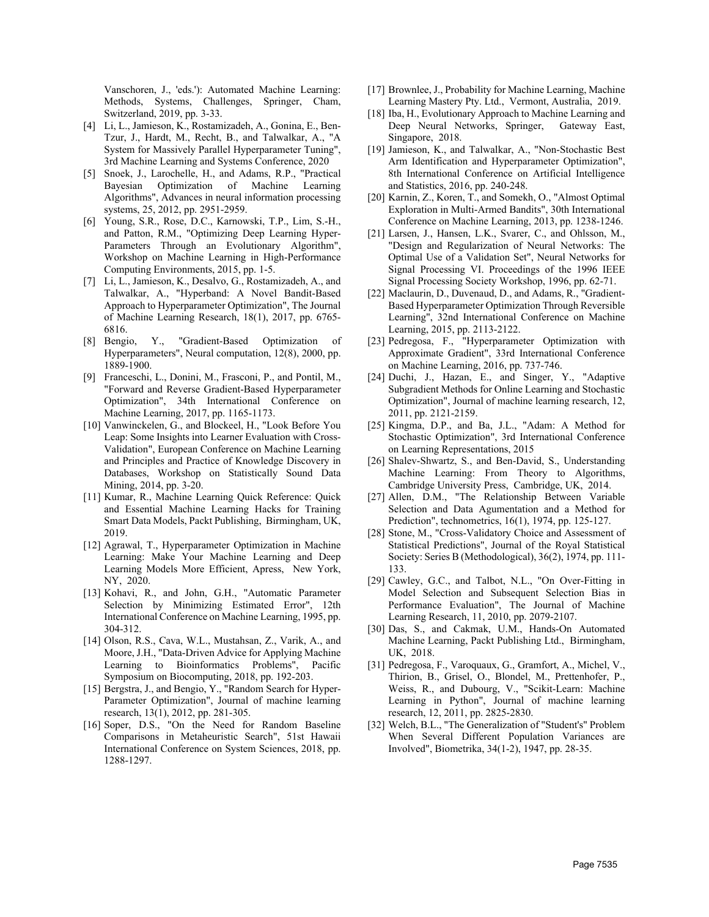Vanschoren, J., 'eds.'): Automated Machine Learning: Methods, Systems, Challenges, Springer, Cham, Switzerland, 2019, pp. 3-33.

[4] Li, L., Jamieson, K., Rostamizadeh, A., Gonina, E., Ben-Tzur, J., Hardt, M., Recht, B., and Talwalkar, A., "A System for Massively Parallel Hyperparameter Tuning", 3rd Machine Learning and Systems Conference, 2020

[5] Snoek, J., Larochelle, H., and Adams, R.P., "Practical Bayesian Optimization of Machine Learning Algorithms", Advances in neural information processing systems, 25, 2012, pp. 2951-2959.

[6] Young, S.R., Rose, D.C., Karnowski, T.P., Lim, S.-H., and Patton, R.M., "Optimizing Deep Learning Hyper-Parameters Through an Evolutionary Algorithm", Workshop on Machine Learning in High-Performance Computing Environments, 2015, pp. 1-5.

[7] Li, L., Jamieson, K., Desalvo, G., Rostamizadeh, A., and Talwalkar, A., "Hyperband: A Novel Bandit-Based Approach to Hyperparameter Optimization", The Journal of Machine Learning Research, 18(1), 2017, pp. 6765-6816.

[8] Bengio, Y., "Gradient-Based Optimization of Hyperparameters", Neural computation, 12(8), 2000, pp. 1889-1900.

[9] Franceschi, L., Donini, M., Frasconi, P., and Pontil, M., "Forward and Reverse Gradient-Based Hyperparameter Optimization", 34th International Conference on Machine Learning, 2017, pp. 1165-1173.

[10] Vanwinckelen, G., and Blockeel, H., "Look Before You Leap: Some Insights into Learner Evaluation with Cross-Validation", European Conference on Machine Learning and Principles and Practice of Knowledge Discovery in Databases, Workshop on Statistically Sound Data Mining, 2014, pp. 3-20.

[11] Kumar, R., Machine Learning Quick Reference: Quick and Essential Machine Learning Hacks for Training Smart Data Models, Packt Publishing, Birmingham, UK, 2019.

[12] Agrawal, T., Hyperparameter Optimization in Machine Learning: Make Your Machine Learning and Deep Learning Models More Efficient, Apress, New York, NY, 2020.

[13] Kohavi, R., and John, G.H., "Automatic Parameter Selection by Minimizing Estimated Error", 12th International Conference on Machine Learning, 1995, pp. 304-312.

[14] Olson, R.S., Cava, W.L., Mustahsan, Z., Varik, A., and Moore, J.H., "Data-Driven Advice for Applying Machine Learning to Bioinformatics Problems", Pacific Symposium on Biocomputing, 2018, pp. 192-203.

[15] Bergstra, J., and Bengio, Y., "Random Search for Hyper-Parameter Optimization", Journal of machine learning research, 13(1), 2012, pp. 281-305.

[16] Soper, D.S., "On the Need for Random Baseline Comparisons in Metaheuristic Search", 51st Hawaii International Conference on System Sciences, 2018, pp. 1288-1297.

[17] Brownlee, J., Probability for Machine Learning, Machine Learning Mastery Pty. Ltd., Vermont, Australia, 2019.

[18] Iba, H., Evolutionary Approach to Machine Learning and Deep Neural Networks, Springer, Gateway East, Singapore, 2018.

[19] Jamieson, K., and Talwalkar, A., "Non-Stochastic Best Arm Identification and Hyperparameter Optimization", 8th International Conference on Artificial Intelligence and Statistics, 2016, pp. 240-248.

[20] Karnin, Z., Koren, T., and Somekh, O., "Almost Optimal Exploration in Multi-Armed Bandits", 30th International Conference on Machine Learning, 2013, pp. 1238-1246.

[21] Larsen, J., Hansen, L.K., Svarer, C., and Ohlsson, M., "Design and Regularization of Neural Networks: The Optimal Use of a Validation Set", Neural Networks for Signal Processing VI. Proceedings of the 1996 IEEE Signal Processing Society Workshop, 1996, pp. 62-71.

[22] Maclaurin, D., Duvenaud, D., and Adams, R., "Gradient-Based Hyperparameter Optimization Through Reversible Learning", 32nd International Conference on Machine Learning, 2015, pp. 2113-2122.

[23] Pedregosa, F., "Hyperparameter Optimization with Approximate Gradient", 33rd International Conference on Machine Learning, 2016, pp. 737-746.

[24] Duchi, J., Hazan, E., and Singer, Y., "Adaptive Subgradient Methods for Online Learning and Stochastic Optimization", Journal of machine learning research, 12, 2011, pp. 2121-2159.

[25] Kingma, D.P., and Ba, J.L., "Adam: A Method for Stochastic Optimization", 3rd International Conference on Learning Representations, 2015

[26] Shalev-Shwartz, S., and Ben-David, S., Understanding Machine Learning: From Theory to Algorithms, Cambridge University Press, Cambridge, UK, 2014.

[27] Allen, D.M., "The Relationship Between Variable Selection and Data Agumentation and a Method for Prediction", technometrics, 16(1), 1974, pp. 125-127.

[28] Stone, M., "Cross-Validatory Choice and Assessment of Statistical Predictions", Journal of the Royal Statistical Society: Series B (Methodological), 36(2), 1974, pp. 111-133.

[29] Cawley, G.C., and Talbot, N.L., "On Over-Fitting in Model Selection and Subsequent Selection Bias in Performance Evaluation", The Journal of Machine Learning Research, 11, 2010, pp. 2079-2107.

[30] Das, S., and Cakmak, U.M., Hands-On Automated Machine Learning, Packt Publishing Ltd., Birmingham, UK, 2018.

[31] Pedregosa, F., Varoquaux, G., Gramfort, A., Michel, V., Thirion, B., Grisel, O., Blondel, M., Prettenhofer, P., Weiss, R., and Dubourg, V., "Scikit-Learn: Machine Learning in Python", Journal of machine learning research, 12, 2011, pp. 2825-2830.

[32] Welch, B.L., "The Generalization of "Student's" Problem When Several Different Population Variances are Involved", Biometrika, 34(1-2), 1947, pp. 28-35.